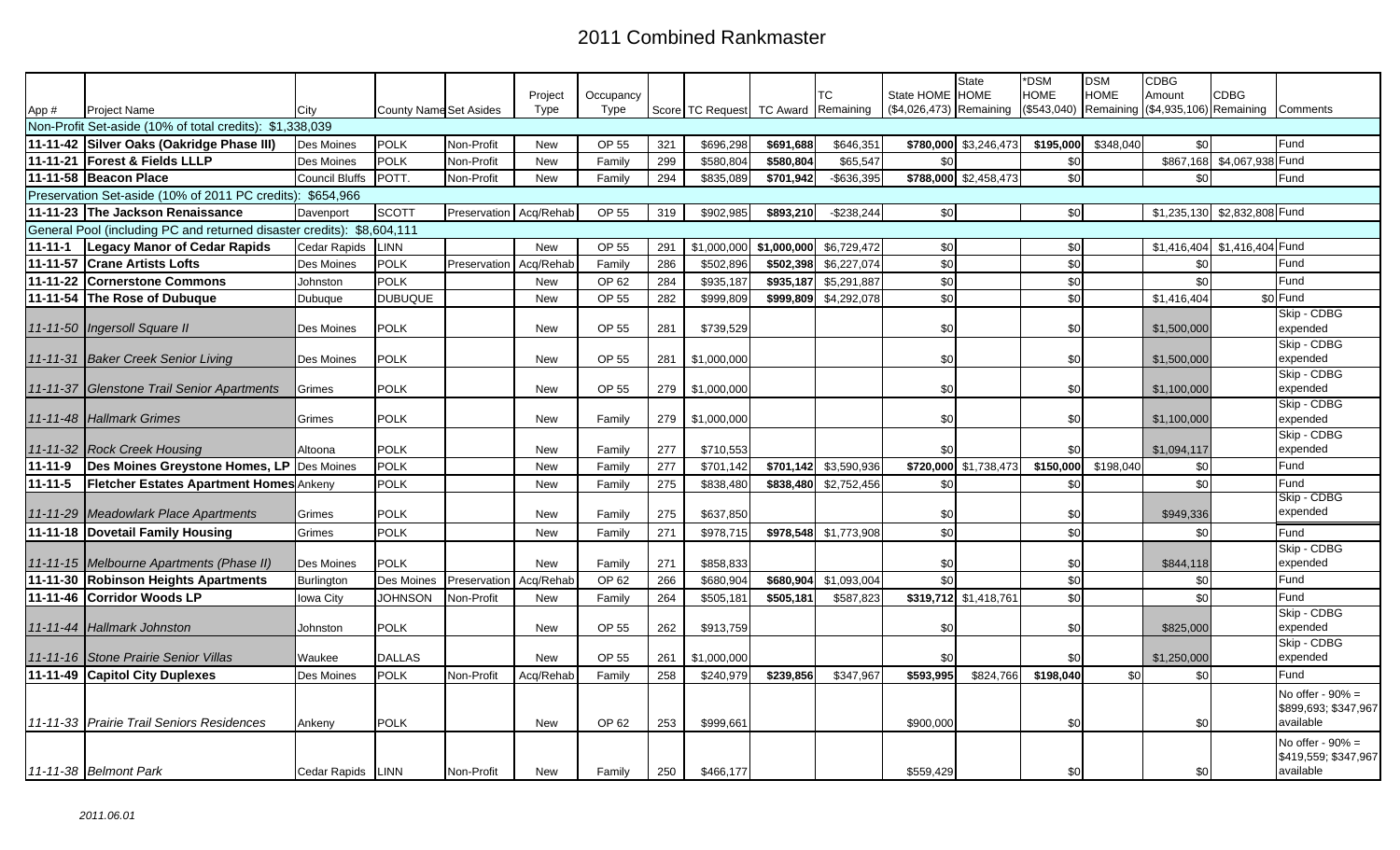# 2011 Combined Rankmaster

| App # | Project Name | City | County Name | Set Asides | Project Type | Occupancy Type | Score | TC Request | TC Award | TC Remaining | State HOME ($4,026,473) | State HOME Remaining | *DSM HOME ($543,040) | DSM HOME Remaining | CDBG Amount ($4,935,106) | CDBG Remaining | Comments |
|---|---|---|---|---|---|---|---|---|---|---|---|---|---|---|---|---|---|
| Non-Profit Set-aside (10% of total credits): $1,338,039 | | | | | | | | | | | | | | | | | |
| 11-11-42 | Silver Oaks (Oakridge Phase III) | Des Moines | POLK | Non-Profit | New | OP 55 | 321 | $696,298 | $691,688 | $646,351 | $780,000 | $3,246,473 | $195,000 | $348,040 | $0 | | Fund |
| 11-11-21 | Forest & Fields LLLP | Des Moines | POLK | Non-Profit | New | Family | 299 | $580,804 | $580,804 | $65,547 | $0 | | $0 | | $867,168 | $4,067,938 | Fund |
| 11-11-58 | Beacon Place | Council Bluffs | POTT. | Non-Profit | New | Family | 294 | $835,089 | $701,942 | -$636,395 | $788,000 | $2,458,473 | $0 | | $0 | | Fund |
| Preservation Set-aside (10% of 2011 PC credits): $654,966 | | | | | | | | | | | | | | | | | |
| 11-11-23 | The Jackson Renaissance | Davenport | SCOTT | Preservation | Acq/Rehab | OP 55 | 319 | $902,985 | $893,210 | -$238,244 | $0 | | $0 | | $1,235,130 | $2,832,808 | Fund |
| General Pool (including PC and returned disaster credits): $8,604,111 | | | | | | | | | | | | | | | | | |
| 11-11-1 | Legacy Manor of Cedar Rapids | Cedar Rapids | LINN | | New | OP 55 | 291 | $1,000,000 | $1,000,000 | $6,729,472 | $0 | | $0 | | $1,416,404 | $1,416,404 | Fund |
| 11-11-57 | Crane Artists Lofts | Des Moines | POLK | Preservation | Acq/Rehab | Family | 286 | $502,896 | $502,398 | $6,227,074 | $0 | | $0 | | $0 | | Fund |
| 11-11-22 | Cornerstone Commons | Johnston | POLK | | New | OP 62 | 284 | $935,187 | $935,187 | $5,291,887 | $0 | | $0 | | $0 | | Fund |
| 11-11-54 | The Rose of Dubuque | Dubuque | DUBUQUE | | New | OP 55 | 282 | $999,809 | $999,809 | $4,292,078 | $0 | | $0 | | $1,416,404 | $0 | Fund |
| *11-11-50* | *Ingersoll Square II* | Des Moines | POLK | | New | OP 55 | 281 | $739,529 | | | $0 | | $0 | | $1,500,000 | | Skip - CDBG expended |
| *11-11-31* | *Baker Creek Senior Living* | Des Moines | POLK | | New | OP 55 | 281 | $1,000,000 | | | $0 | | $0 | | $1,500,000 | | Skip - CDBG expended |
| *11-11-37* | *Glenstone Trail Senior Apartments* | Grimes | POLK | | New | OP 55 | 279 | $1,000,000 | | | $0 | | $0 | | $1,100,000 | | Skip - CDBG expended |
| *11-11-48* | *Hallmark Grimes* | Grimes | POLK | | New | Family | 279 | $1,000,000 | | | $0 | | $0 | | $1,100,000 | | Skip - CDBG expended |
| *11-11-32* | *Rock Creek Housing* | Altoona | POLK | | New | Family | 277 | $710,553 | | | $0 | | $0 | | $1,094,117 | | Skip - CDBG expended |
| 11-11-9 | Des Moines Greystone Homes, LP | Des Moines | POLK | | New | Family | 277 | $701,142 | $701,142 | $3,590,936 | $720,000 | $1,738,473 | $150,000 | $198,040 | $0 | | Fund |
| 11-11-5 | Fletcher Estates Apartment Homes | Ankeny | POLK | | New | Family | 275 | $838,480 | $838,480 | $2,752,456 | $0 | | $0 | | $0 | | Fund |
| *11-11-29* | *Meadowlark Place Apartments* | Grimes | POLK | | New | Family | 275 | $637,850 | | | $0 | | $0 | | $949,336 | | Skip - CDBG expended |
| 11-11-18 | Dovetail Family Housing | Grimes | POLK | | New | Family | 271 | $978,715 | $978,548 | $1,773,908 | $0 | | $0 | | $0 | | Fund |
| *11-11-15* | *Melbourne Apartments (Phase II)* | Des Moines | POLK | | New | Family | 271 | $858,833 | | | $0 | | $0 | | $844,118 | | Skip - CDBG expended |
| 11-11-30 | Robinson Heights Apartments | Burlington | Des Moines | Preservation | Acq/Rehab | OP 62 | 266 | $680,904 | $680,904 | $1,093,004 | $0 | | $0 | | $0 | | Fund |
| 11-11-46 | Corridor Woods LP | Iowa City | JOHNSON | Non-Profit | New | Family | 264 | $505,181 | $505,181 | $587,823 | $319,712 | $1,418,761 | $0 | | $0 | | Fund |
| *11-11-44* | *Hallmark Johnston* | Johnston | POLK | | New | OP 55 | 262 | $913,759 | | | $0 | | $0 | | $825,000 | | Skip - CDBG expended |
| *11-11-16* | *Stone Prairie Senior Villas* | Waukee | DALLAS | | New | OP 55 | 261 | $1,000,000 | | | $0 | | $0 | | $1,250,000 | | Skip - CDBG expended |
| 11-11-49 | Capitol City Duplexes | Des Moines | POLK | Non-Profit | Acq/Rehab | Family | 258 | $240,979 | $239,856 | $347,967 | $593,995 | $824,766 | $198,040 | $0 | $0 | | Fund |
| *11-11-33* | *Prairie Trail Seniors Residences* | Ankeny | POLK | | New | OP 62 | 253 | $999,661 | | | $900,000 | | $0 | | $0 | | No offer - 90% = $899,693; $347,967 available |
| *11-11-38* | *Belmont Park* | Cedar Rapids | LINN | Non-Profit | New | Family | 250 | $466,177 | | | $559,429 | | $0 | | $0 | | No offer - 90% = $419,559; $347,967 available |

*2011.06.01*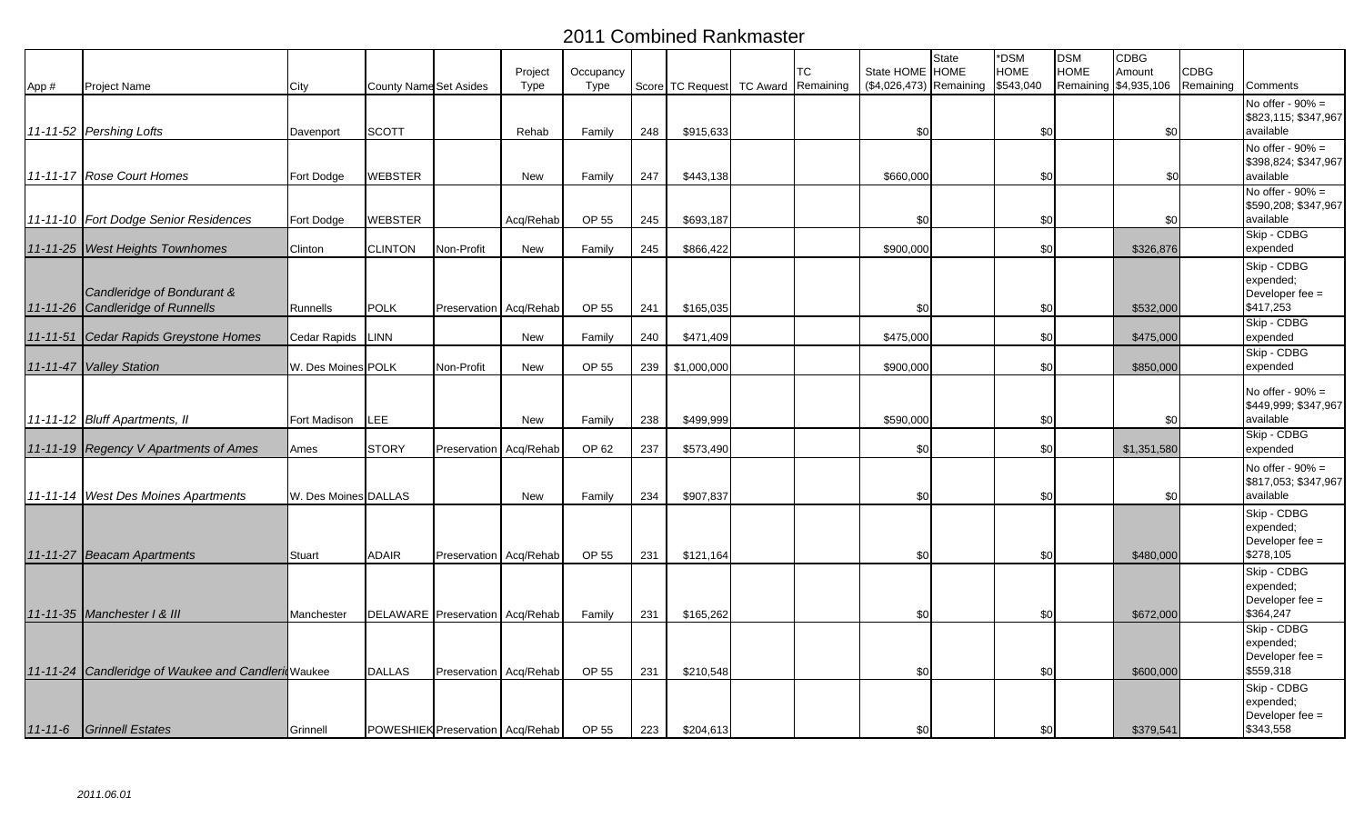# 2011 Combined Rankmaster

| App # | Project Name | City | County Name | Set Asides | Project Type | Occupancy Type | Score | TC Request | TC Award | TC Remaining | State HOME ($4,026,473) | State HOME Remaining | *DSM HOME $543,040 | DSM HOME Remaining | CDBG Amount $4,935,106 | CDBG Remaining | Comments |
|---|---|---|---|---|---|---|---|---|---|---|---|---|---|---|---|---|---|
| 11-11-52 | *Pershing Lofts* | Davenport | SCOTT | | Rehab | Family | 248 | $915,633 | | | $0 | | $0 | | $0 | | No offer - 90% = $823,115; $347,967 available |
| 11-11-17 | *Rose Court Homes* | Fort Dodge | WEBSTER | | New | Family | 247 | $443,138 | | | $660,000 | | $0 | | $0 | | No offer - 90% = $398,824; $347,967 available |
| 11-11-10 | *Fort Dodge Senior Residences* | Fort Dodge | WEBSTER | | Acq/Rehab | OP 55 | 245 | $693,187 | | | $0 | | $0 | | $0 | | No offer - 90% = $590,208; $347,967 available |
| 11-11-25 | *West Heights Townhomes* | Clinton | CLINTON | Non-Profit | New | Family | 245 | $866,422 | | | $900,000 | | $0 | | $326,876 | | Skip - CDBG expended |
| 11-11-26 | *Candleridge of Bondurant & Candleridge of Runnells* | Runnells | POLK | Preservation | Acq/Rehab | OP 55 | 241 | $165,035 | | | $0 | | $0 | | $532,000 | | Skip - CDBG expended; Developer fee = $417,253 |
| 11-11-51 | *Cedar Rapids Greystone Homes* | Cedar Rapids | LINN | | New | Family | 240 | $471,409 | | | $475,000 | | $0 | | $475,000 | | Skip - CDBG expended |
| 11-11-47 | *Valley Station* | W. Des Moines | POLK | Non-Profit | New | OP 55 | 239 | $1,000,000 | | | $900,000 | | $0 | | $850,000 | | Skip - CDBG expended |
| 11-11-12 | *Bluff Apartments, II* | Fort Madison | LEE | | New | Family | 238 | $499,999 | | | $590,000 | | $0 | | $0 | | No offer - 90% = $449,999; $347,967 available |
| 11-11-19 | *Regency V Apartments of Ames* | Ames | STORY | Preservation | Acq/Rehab | OP 62 | 237 | $573,490 | | | $0 | | $0 | | $1,351,580 | | Skip - CDBG expended |
| 11-11-14 | *West Des Moines Apartments* | W. Des Moines | DALLAS | | New | Family | 234 | $907,837 | | | $0 | | $0 | | $0 | | No offer - 90% = $817,053; $347,967 available |
| 11-11-27 | *Beacam Apartments* | Stuart | ADAIR | Preservation | Acq/Rehab | OP 55 | 231 | $121,164 | | | $0 | | $0 | | $480,000 | | Skip - CDBG expended; Developer fee = $278,105 |
| 11-11-35 | *Manchester I & III* | Manchester | DELAWARE | Preservation | Acq/Rehab | Family | 231 | $165,262 | | | $0 | | $0 | | $672,000 | | Skip - CDBG expended; Developer fee = $364,247 |
| 11-11-24 | *Candleridge of Waukee and Candleri* | Waukee | DALLAS | Preservation | Acq/Rehab | OP 55 | 231 | $210,548 | | | $0 | | $0 | | $600,000 | | Skip - CDBG expended; Developer fee = $559,318 |
| 11-11-6 | *Grinnell Estates* | Grinnell | POWESHIEK | Preservation | Acq/Rehab | OP 55 | 223 | $204,613 | | | $0 | | $0 | | $379,541 | | Skip - CDBG expended; Developer fee = $343,558 |

*2011.06.01*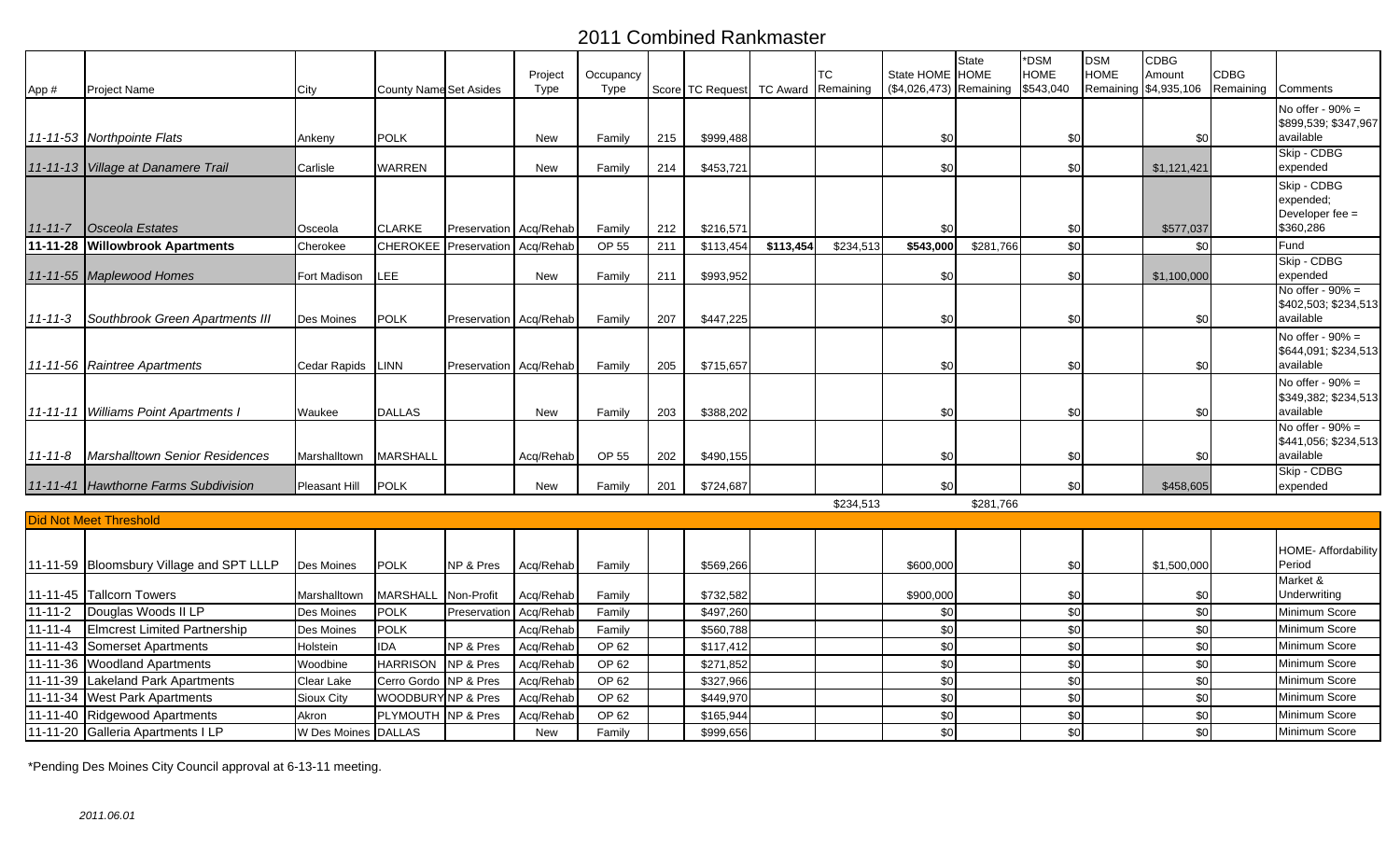# 2011 Combined Rankmaster

| App # | Project Name | City | County Name | Set Asides | Project Type | Occupancy Type | Score | TC Request | TC Award | TC Remaining | State HOME ($4,026,473) | State HOME Remaining | *DSM HOME $543,040 | DSM HOME Remaining | CDBG Amount $4,935,106 | CDBG Remaining | Comments |
|---|---|---|---|---|---|---|---|---|---|---|---|---|---|---|---|---|---|
| *11-11-53* | *Northpointe Flats* | Ankeny | POLK | | New | Family | 215 | $999,488 | | | $0 | | $0 | | $0 | | No offer - 90% = $899,539; $347,967 available |
| *11-11-13* | *Village at Danamere Trail* | Carlisle | WARREN | | New | Family | 214 | $453,721 | | | $0 | | $0 | | $1,121,421 | | Skip - CDBG expended |
| *11-11-7* | *Osceola Estates* | Osceola | CLARKE | Preservation | Acq/Rehab | Family | 212 | $216,571 | | | $0 | | $0 | | $577,037 | | Skip - CDBG expended; Developer fee = $360,286 |
| **11-11-28** | **Willowbrook Apartments** | Cherokee | CHEROKEE | Preservation | Acq/Rehab | OP 55 | 211 | $113,454 | **$113,454** | $234,513 | **$543,000** | $281,766 | $0 | | $0 | | Fund |
| *11-11-55* | *Maplewood Homes* | Fort Madison | LEE | | New | Family | 211 | $993,952 | | | $0 | | $0 | | $1,100,000 | | Skip - CDBG expended |
| *11-11-3* | *Southbrook Green Apartments III* | Des Moines | POLK | Preservation | Acq/Rehab | Family | 207 | $447,225 | | | $0 | | $0 | | $0 | | No offer - 90% = $402,503; $234,513 available |
| *11-11-56* | *Raintree Apartments* | Cedar Rapids | LINN | Preservation | Acq/Rehab | Family | 205 | $715,657 | | | $0 | | $0 | | $0 | | No offer - 90% = $644,091; $234,513 available |
| *11-11-11* | *Williams Point Apartments I* | Waukee | DALLAS | | New | Family | 203 | $388,202 | | | $0 | | $0 | | $0 | | No offer - 90% = $349,382; $234,513 available |
| *11-11-8* | *Marshalltown Senior Residences* | Marshalltown | MARSHALL | | Acq/Rehab | OP 55 | 202 | $490,155 | | | $0 | | $0 | | $0 | | No offer - 90% = $441,056; $234,513 available |
| *11-11-41* | *Hawthorne Farms Subdivision* | Pleasant Hill | POLK | | New | Family | 201 | $724,687 | | | $0 | | $0 | | $458,605 | | Skip - CDBG expended |
| | | | | | | | | | | $234,513 | | $281,766 | | | | | |
| **Did Not Meet Threshold** | | | | | | | | | | | | | | | | | |
| 11-11-59 | Bloomsbury Village and SPT LLLP | Des Moines | POLK | NP & Pres | Acq/Rehab | Family | | $569,266 | | | $600,000 | | $0 | | $1,500,000 | | HOME- Affordability Period |
| 11-11-45 | Tallcorn Towers | Marshalltown | MARSHALL | Non-Profit | Acq/Rehab | Family | | $732,582 | | | $900,000 | | $0 | | $0 | | Market & Underwriting |
| 11-11-2 | Douglas Woods II LP | Des Moines | POLK | Preservation | Acq/Rehab | Family | | $497,260 | | | $0 | | $0 | | $0 | | Minimum Score |
| 11-11-4 | Elmcrest Limited Partnership | Des Moines | POLK | | Acq/Rehab | Family | | $560,788 | | | $0 | | $0 | | $0 | | Minimum Score |
| 11-11-43 | Somerset Apartments | Holstein | IDA | NP & Pres | Acq/Rehab | OP 62 | | $117,412 | | | $0 | | $0 | | $0 | | Minimum Score |
| 11-11-36 | Woodland Apartments | Woodbine | HARRISON | NP & Pres | Acq/Rehab | OP 62 | | $271,852 | | | $0 | | $0 | | $0 | | Minimum Score |
| 11-11-39 | Lakeland Park Apartments | Clear Lake | Cerro Gordo | NP & Pres | Acq/Rehab | OP 62 | | $327,966 | | | $0 | | $0 | | $0 | | Minimum Score |
| 11-11-34 | West Park Apartments | Sioux City | WOODBURY | NP & Pres | Acq/Rehab | OP 62 | | $449,970 | | | $0 | | $0 | | $0 | | Minimum Score |
| 11-11-40 | Ridgewood Apartments | Akron | PLYMOUTH | NP & Pres | Acq/Rehab | OP 62 | | $165,944 | | | $0 | | $0 | | $0 | | Minimum Score |
| 11-11-20 | Galleria Apartments I LP | W Des Moines | DALLAS | | New | Family | | $999,656 | | | $0 | | $0 | | $0 | | Minimum Score |

*Pending Des Moines City Council approval at 6-13-11 meeting.

*2011.06.01*